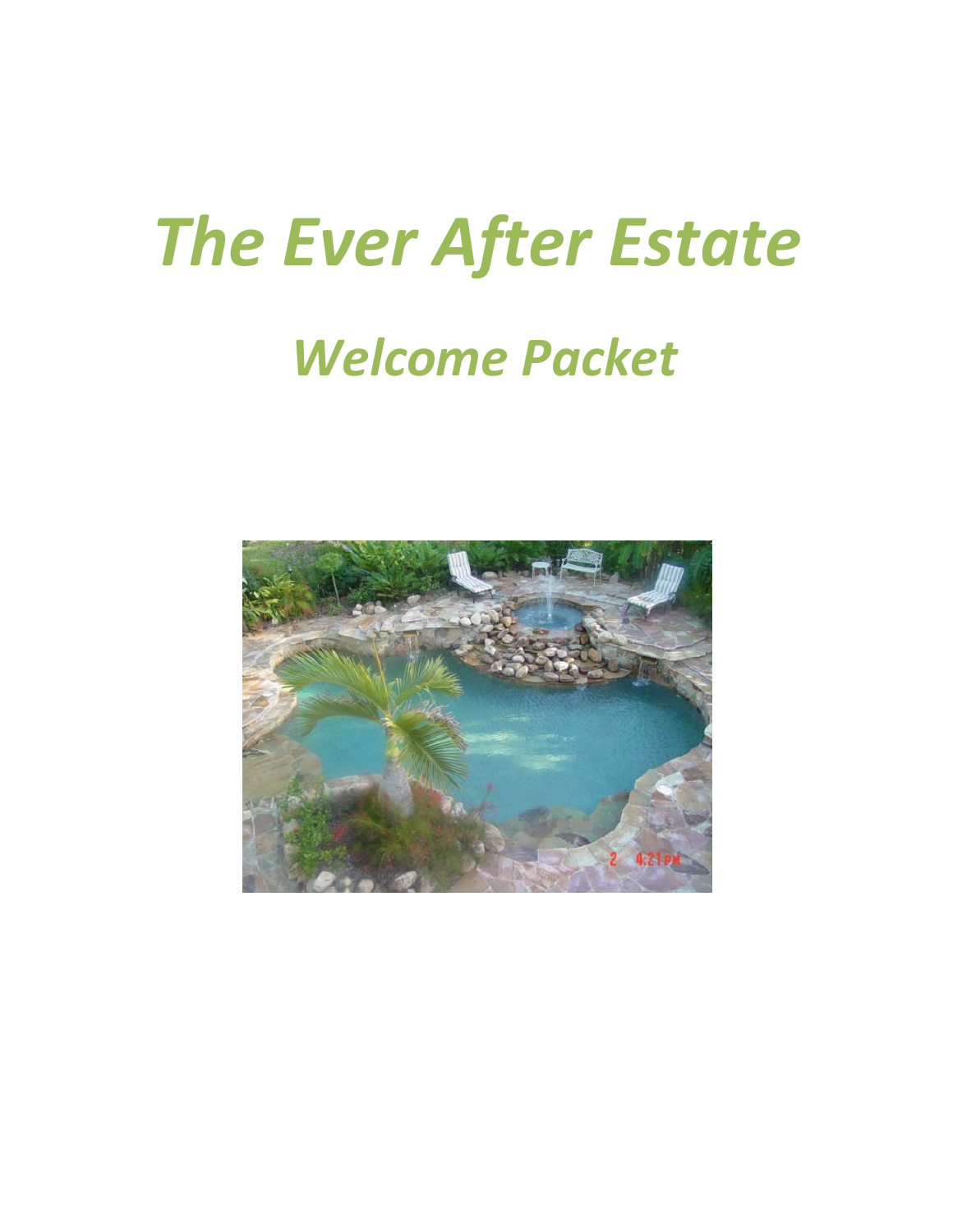# The Ever After Estate

## Welcome Packet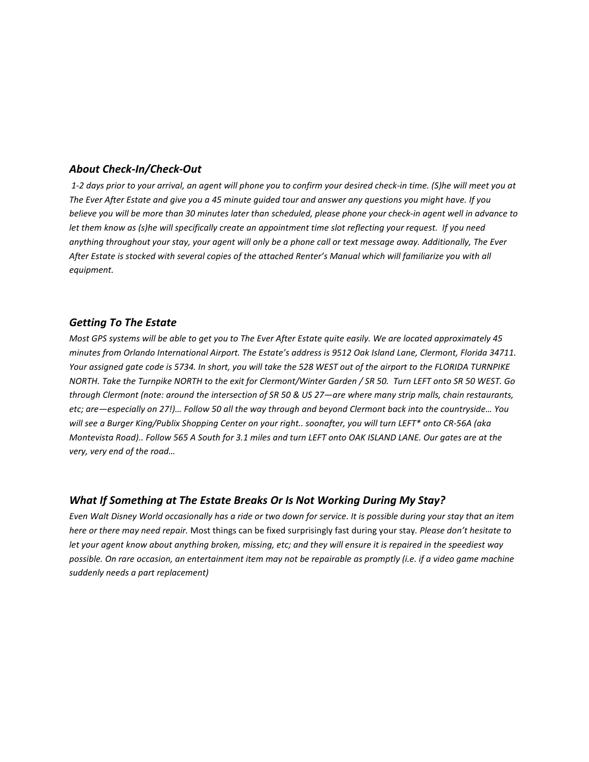### *About Check-In/Check-Out*

*1-2 days prior to your arrival, an agent will phone you to confirm your desired check-in time. (S)he will meet you at The Ever After Estate and give you a 45 minute guided tour and answer any questions you might have. If you believe you will be more than 30 minutes later than scheduled, please phone your check-in agent well in advance to let them know as (s)he will specifically create an appointment time slot reflecting your request. If you need anything throughout your stay, your agent will only be a phone call or text message away. Additionally, The Ever After Estate is stocked with several copies of the attached Renter's Manual which will familiarize you with all equipment.*

### *Getting To The Estate*

*Most GPS systems will be able to get you to The Ever After Estate quite easily. We are located approximately 45 minutes from Orlando International Airport. The Estate's address is 9512 Oak Island Lane, Clermont, Florida 34711. Your assigned gate code is 5734. In short, you will take the 528 WEST out of the airport to the FLORIDA TURNPIKE NORTH. Take the Turnpike NORTH to the exit for Clermont/Winter Garden / SR 50. Turn LEFT onto SR 50 WEST. Go through Clermont (note: around the intersection of SR 50 & US 27—are where many strip malls, chain restaurants, etc; are—especially on 27!)… Follow 50 all the way through and beyond Clermont back into the countryside… You will see a Burger King/Publix Shopping Center on your right.. soonafter, you will turn LEFT* onto CR-56A (aka Montevista Road).. Follow 565 A South for 3.1 miles and turn LEFT onto OAK ISLAND LANE. Our gates are at the very, very end of the road…*

### *What If Something at The Estate Breaks Or Is Not Working During My Stay?*

*Even Walt Disney World occasionally has a ride or two down for service. It is possible during your stay that an item here or there may need repair.* Most things can be fixed surprisingly fast during your stay*. Please don't hesitate to let your agent know about anything broken, missing, etc; and they will ensure it is repaired in the speediest way possible. On rare occasion, an entertainment item may not be repairable as promptly (i.e. if a video game machine suddenly needs a part replacement)*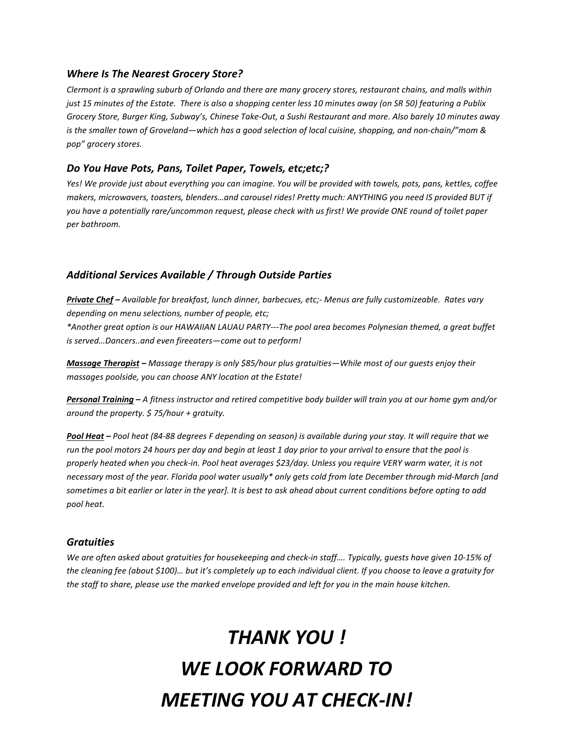### *Where Is The Nearest Grocery Store?*

*Clermont is a sprawling suburb of Orlando and there are many grocery stores, restaurant chains, and malls within just 15 minutes of the Estate. There is also a shopping center less 10 minutes away (on SR 50) featuring a Publix Grocery Store, Burger King, Subway's, Chinese Take-Out, a Sushi Restaurant and more. Also barely 10 minutes away is the smaller town of Groveland—which has a good selection of local cuisine, shopping, and non-chain/"mom & pop" grocery stores.*

### *Do You Have Pots, Pans, Toilet Paper, Towels, etc;etc;?*

*Yes! We provide just about everything you can imagine. You will be provided with towels, pots, pans, kettles, coffee makers, microwavers, toasters, blenders…and carousel rides! Pretty much: ANYTHING you need IS provided BUT if you have a potentially rare/uncommon request, please check with us first! We provide ONE round of toilet paper per bathroom.*

### *Additional Services Available / Through Outside Parties*

***Private Chef** – Available for breakfast, lunch dinner, barbecues, etc;- Menus are fully customizeable. Rates vary depending on menu selections, number of people, etc;*
*\*Another great option is our HAWAIIAN LAUAU PARTY---The pool area becomes Polynesian themed, a great buffet is served…Dancers..and even fireeaters—come out to perform!*

***Massage Therapist** – Massage therapy is only $85/hour plus gratuities—While most of our guests enjoy their massages poolside, you can choose ANY location at the Estate!*

***Personal Training** – A fitness instructor and retired competitive body builder will train you at our home gym and/or around the property. $ 75/hour + gratuity.*

***Pool Heat** – Pool heat (84-88 degrees F depending on season) is available during your stay. It will require that we run the pool motors 24 hours per day and begin at least 1 day prior to your arrival to ensure that the pool is properly heated when you check-in. Pool heat averages $23/day. Unless you require VERY warm water, it is not necessary most of the year. Florida pool water usually\* only gets cold from late December through mid-March [and sometimes a bit earlier or later in the year]. It is best to ask ahead about current conditions before opting to add pool heat.*

### *Gratuities*

*We are often asked about gratuities for housekeeping and check-in staff…. Typically, guests have given 10-15% of the cleaning fee (about $100)… but it's completely up to each individual client. If you choose to leave a gratuity for the staff to share, please use the marked envelope provided and left for you in the main house kitchen.*

# *THANK YOU !*
# *WE LOOK FORWARD TO*
# *MEETING YOU AT CHECK-IN!*